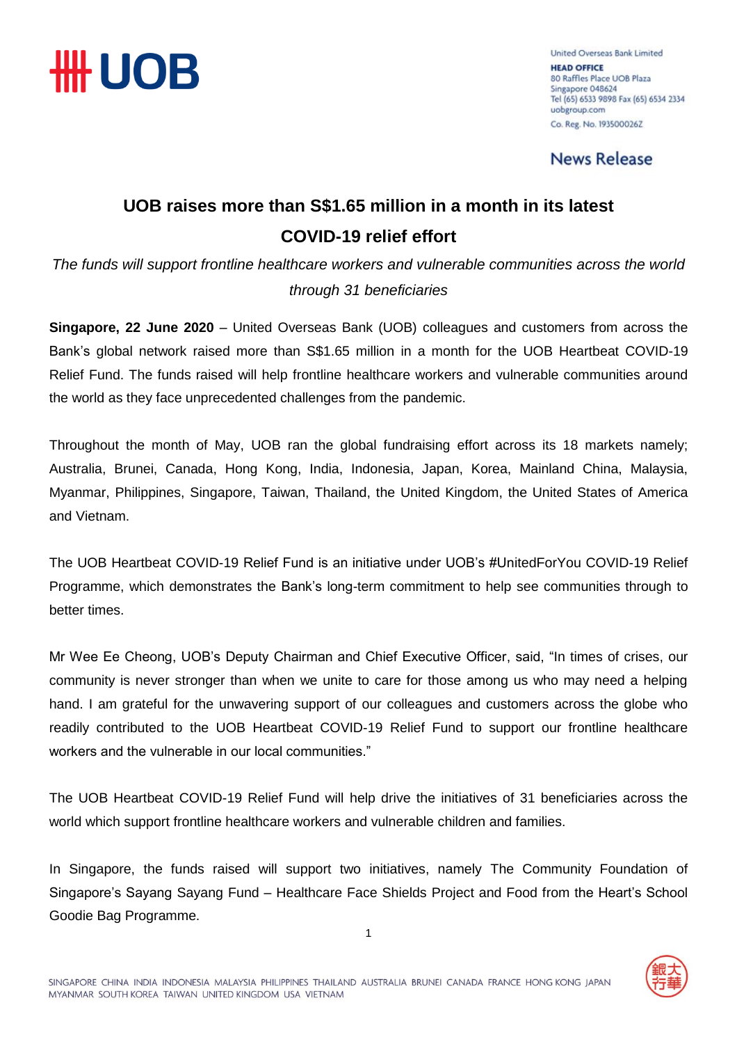United Overseas Bank Limited
**HEAD OFFICE**
80 Raffles Place UOB Plaza
Singapore 048624
Tel (65) 6533 9898 Fax (65) 6534 2334
uobgroup.com
Co. Reg. No. 193500026Z

News Release

# UOB raises more than S$1.65 million in a month in its latest COVID-19 relief effort

*The funds will support frontline healthcare workers and vulnerable communities across the world through 31 beneficiaries*

**Singapore, 22 June 2020** – United Overseas Bank (UOB) colleagues and customers from across the Bank's global network raised more than S$1.65 million in a month for the UOB Heartbeat COVID-19 Relief Fund. The funds raised will help frontline healthcare workers and vulnerable communities around the world as they face unprecedented challenges from the pandemic.

Throughout the month of May, UOB ran the global fundraising effort across its 18 markets namely; Australia, Brunei, Canada, Hong Kong, India, Indonesia, Japan, Korea, Mainland China, Malaysia, Myanmar, Philippines, Singapore, Taiwan, Thailand, the United Kingdom, the United States of America and Vietnam.

The UOB Heartbeat COVID-19 Relief Fund is an initiative under UOB's #UnitedForYou COVID-19 Relief Programme, which demonstrates the Bank's long-term commitment to help see communities through to better times.

Mr Wee Ee Cheong, UOB's Deputy Chairman and Chief Executive Officer, said, "In times of crises, our community is never stronger than when we unite to care for those among us who may need a helping hand. I am grateful for the unwavering support of our colleagues and customers across the globe who readily contributed to the UOB Heartbeat COVID-19 Relief Fund to support our frontline healthcare workers and the vulnerable in our local communities."

The UOB Heartbeat COVID-19 Relief Fund will help drive the initiatives of 31 beneficiaries across the world which support frontline healthcare workers and vulnerable children and families.

In Singapore, the funds raised will support two initiatives, namely The Community Foundation of Singapore's Sayang Sayang Fund – Healthcare Face Shields Project and Food from the Heart's School Goodie Bag Programme.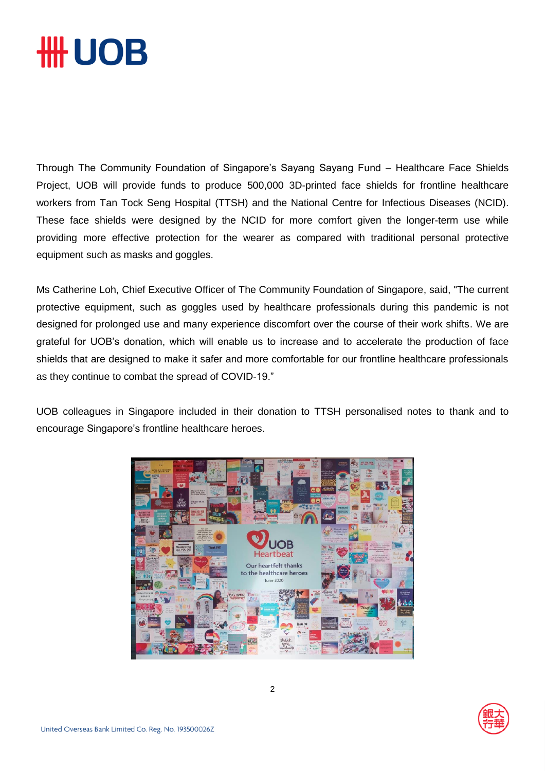Through The Community Foundation of Singapore's Sayang Sayang Fund – Healthcare Face Shields Project, UOB will provide funds to produce 500,000 3D-printed face shields for frontline healthcare workers from Tan Tock Seng Hospital (TTSH) and the National Centre for Infectious Diseases (NCID). These face shields were designed by the NCID for more comfort given the longer-term use while providing more effective protection for the wearer as compared with traditional personal protective equipment such as masks and goggles.

Ms Catherine Loh, Chief Executive Officer of The Community Foundation of Singapore, said, "The current protective equipment, such as goggles used by healthcare professionals during this pandemic is not designed for prolonged use and many experience discomfort over the course of their work shifts. We are grateful for UOB's donation, which will enable us to increase and to accelerate the production of face shields that are designed to make it safer and more comfortable for our frontline healthcare professionals as they continue to combat the spread of COVID-19."

UOB colleagues in Singapore included in their donation to TTSH personalised notes to thank and to encourage Singapore's frontline healthcare heroes.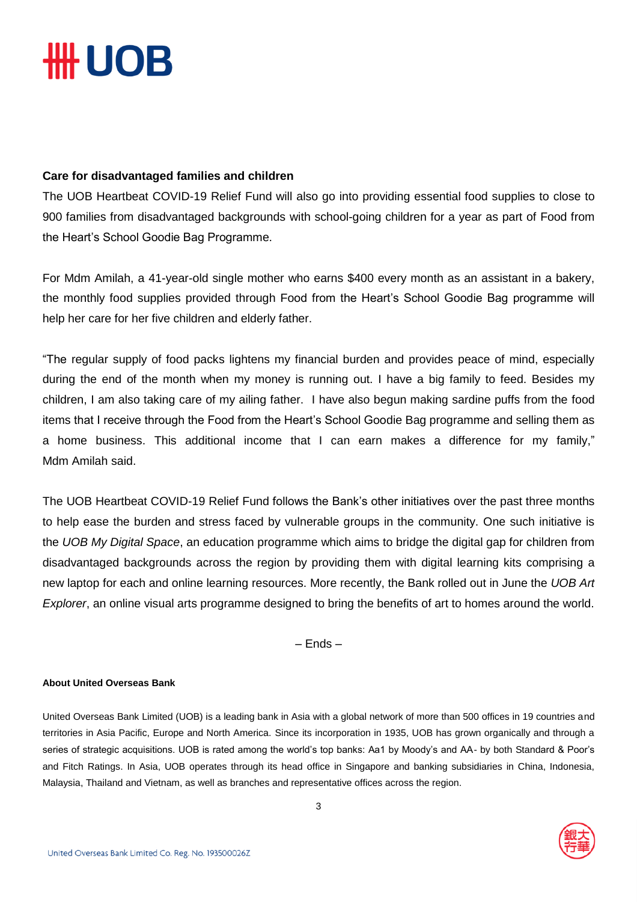**Care for disadvantaged families and children**

The UOB Heartbeat COVID-19 Relief Fund will also go into providing essential food supplies to close to 900 families from disadvantaged backgrounds with school-going children for a year as part of Food from the Heart's School Goodie Bag Programme.

For Mdm Amilah, a 41-year-old single mother who earns $400 every month as an assistant in a bakery, the monthly food supplies provided through Food from the Heart's School Goodie Bag programme will help her care for her five children and elderly father.

"The regular supply of food packs lightens my financial burden and provides peace of mind, especially during the end of the month when my money is running out. I have a big family to feed. Besides my children, I am also taking care of my ailing father. I have also begun making sardine puffs from the food items that I receive through the Food from the Heart's School Goodie Bag programme and selling them as a home business. This additional income that I can earn makes a difference for my family," Mdm Amilah said.

The UOB Heartbeat COVID-19 Relief Fund follows the Bank's other initiatives over the past three months to help ease the burden and stress faced by vulnerable groups in the community. One such initiative is the *UOB My Digital Space*, an education programme which aims to bridge the digital gap for children from disadvantaged backgrounds across the region by providing them with digital learning kits comprising a new laptop for each and online learning resources. More recently, the Bank rolled out in June the *UOB Art Explorer*, an online visual arts programme designed to bring the benefits of art to homes around the world.

– Ends –

**About United Overseas Bank**

United Overseas Bank Limited (UOB) is a leading bank in Asia with a global network of more than 500 offices in 19 countries and territories in Asia Pacific, Europe and North America. Since its incorporation in 1935, UOB has grown organically and through a series of strategic acquisitions. UOB is rated among the world's top banks: Aa1 by Moody's and AA- by both Standard & Poor's and Fitch Ratings. In Asia, UOB operates through its head office in Singapore and banking subsidiaries in China, Indonesia, Malaysia, Thailand and Vietnam, as well as branches and representative offices across the region.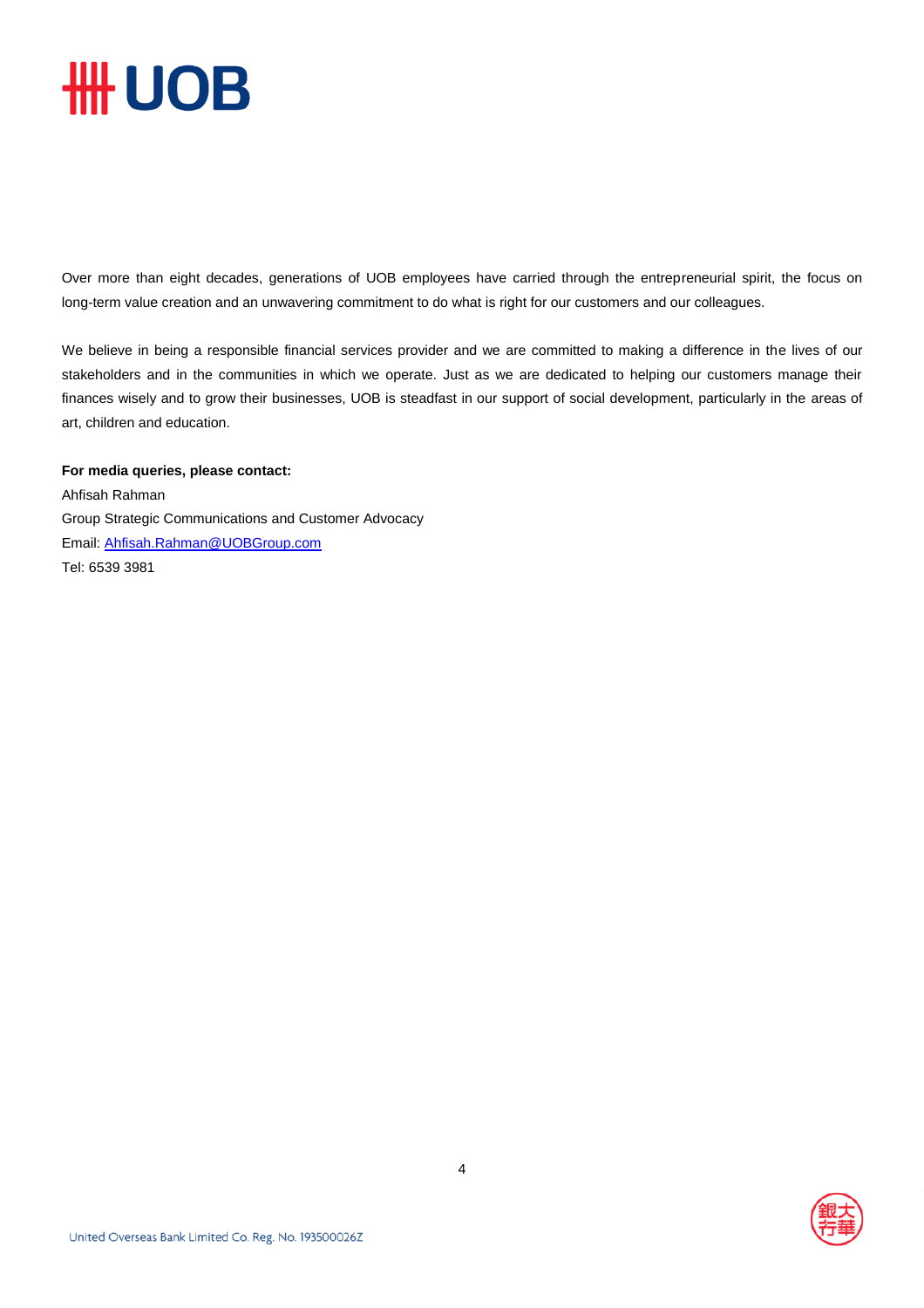Over more than eight decades, generations of UOB employees have carried through the entrepreneurial spirit, the focus on long-term value creation and an unwavering commitment to do what is right for our customers and our colleagues.

We believe in being a responsible financial services provider and we are committed to making a difference in the lives of our stakeholders and in the communities in which we operate. Just as we are dedicated to helping our customers manage their finances wisely and to grow their businesses, UOB is steadfast in our support of social development, particularly in the areas of art, children and education.

**For media queries, please contact:**
Ahfisah Rahman
Group Strategic Communications and Customer Advocacy
Email: Ahfisah.Rahman@UOBGroup.com
Tel: 6539 3981